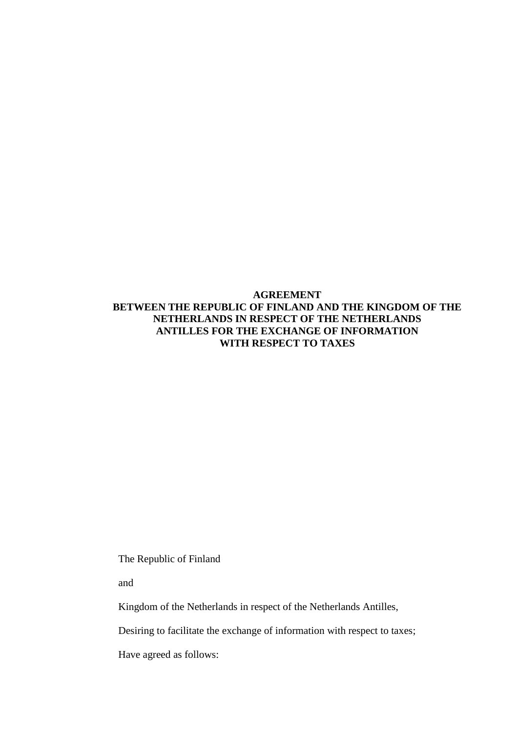# AGREEMENT
# BETWEEN THE REPUBLIC OF FINLAND AND THE KINGDOM OF THE NETHERLANDS IN RESPECT OF THE NETHERLANDS ANTILLES FOR THE EXCHANGE OF INFORMATION WITH RESPECT TO TAXES

The Republic of Finland

and

Kingdom of the Netherlands in respect of the Netherlands Antilles,

Desiring to facilitate the exchange of information with respect to taxes;

Have agreed as follows: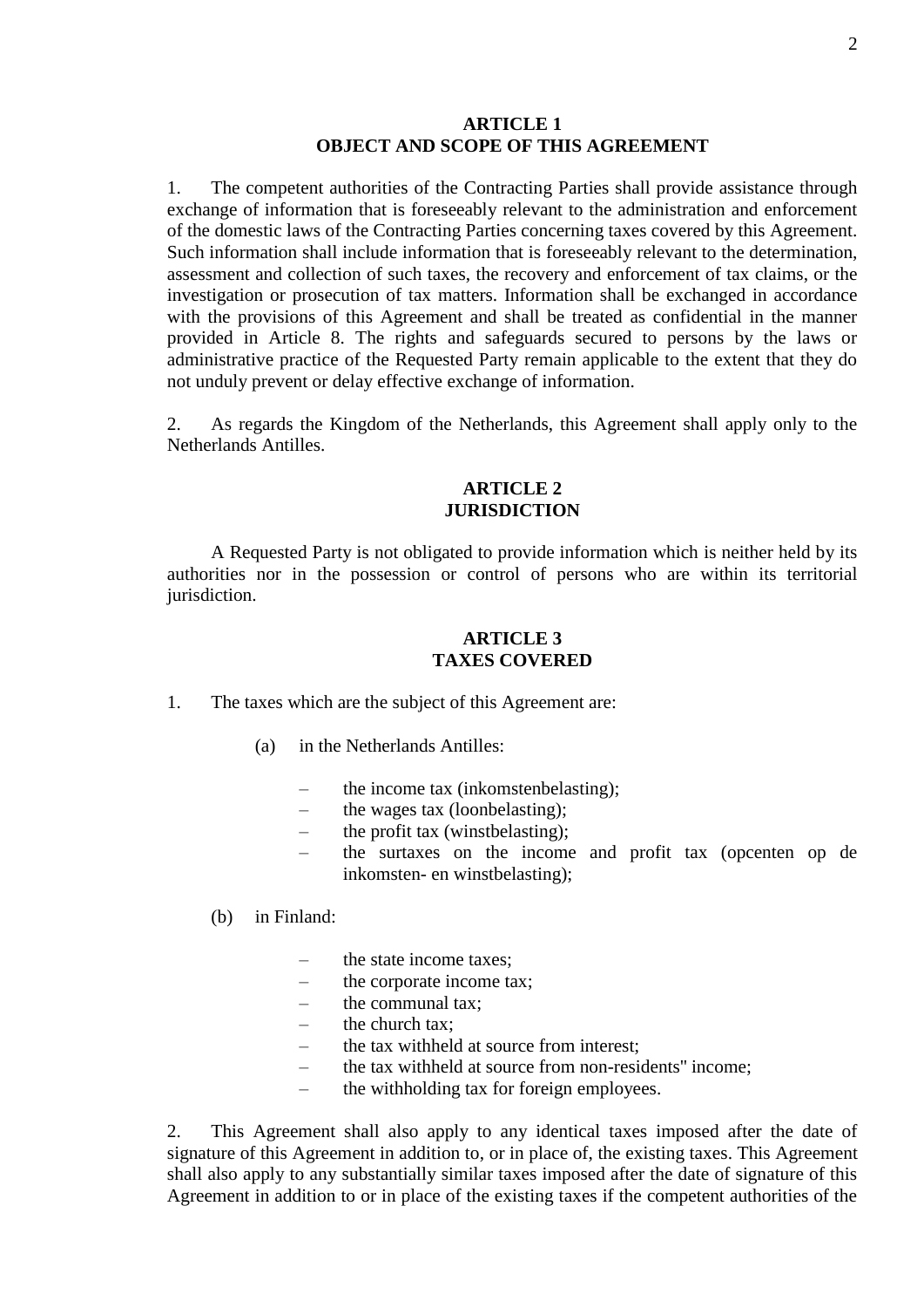## ARTICLE 1
## OBJECT AND SCOPE OF THIS AGREEMENT

1. The competent authorities of the Contracting Parties shall provide assistance through exchange of information that is foreseeably relevant to the administration and enforcement of the domestic laws of the Contracting Parties concerning taxes covered by this Agreement. Such information shall include information that is foreseeably relevant to the determination, assessment and collection of such taxes, the recovery and enforcement of tax claims, or the investigation or prosecution of tax matters. Information shall be exchanged in accordance with the provisions of this Agreement and shall be treated as confidential in the manner provided in Article 8. The rights and safeguards secured to persons by the laws or administrative practice of the Requested Party remain applicable to the extent that they do not unduly prevent or delay effective exchange of information.

2. As regards the Kingdom of the Netherlands, this Agreement shall apply only to the Netherlands Antilles.

## ARTICLE 2
## JURISDICTION

A Requested Party is not obligated to provide information which is neither held by its authorities nor in the possession or control of persons who are within its territorial jurisdiction.

## ARTICLE 3
## TAXES COVERED

1. The taxes which are the subject of this Agreement are:

   (a) in the Netherlands Antilles:

   – the income tax (inkomstenbelasting);
   – the wages tax (loonbelasting);
   – the profit tax (winstbelasting);
   – the surtaxes on the income and profit tax (opcenten op de inkomsten- en winstbelasting);

   (b) in Finland:

   – the state income taxes;
   – the corporate income tax;
   – the communal tax;
   – the church tax;
   – the tax withheld at source from interest;
   – the tax withheld at source from non-residents" income;
   – the withholding tax for foreign employees.

2. This Agreement shall also apply to any identical taxes imposed after the date of signature of this Agreement in addition to, or in place of, the existing taxes. This Agreement shall also apply to any substantially similar taxes imposed after the date of signature of this Agreement in addition to or in place of the existing taxes if the competent authorities of the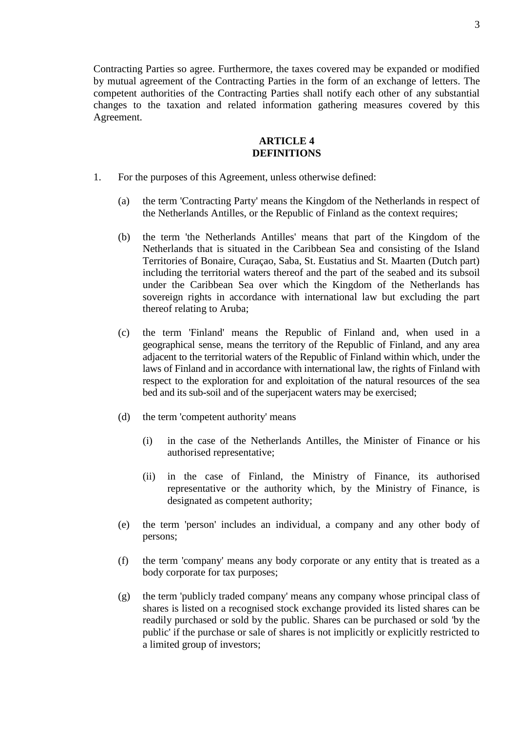Contracting Parties so agree. Furthermore, the taxes covered may be expanded or modified by mutual agreement of the Contracting Parties in the form of an exchange of letters. The competent authorities of the Contracting Parties shall notify each other of any substantial changes to the taxation and related information gathering measures covered by this Agreement.

**ARTICLE 4**
**DEFINITIONS**

1. For the purposes of this Agreement, unless otherwise defined:

   (a) the term 'Contracting Party' means the Kingdom of the Netherlands in respect of the Netherlands Antilles, or the Republic of Finland as the context requires;

   (b) the term 'the Netherlands Antilles' means that part of the Kingdom of the Netherlands that is situated in the Caribbean Sea and consisting of the Island Territories of Bonaire, Curaçao, Saba, St. Eustatius and St. Maarten (Dutch part) including the territorial waters thereof and the part of the seabed and its subsoil under the Caribbean Sea over which the Kingdom of the Netherlands has sovereign rights in accordance with international law but excluding the part thereof relating to Aruba;

   (c) the term 'Finland' means the Republic of Finland and, when used in a geographical sense, means the territory of the Republic of Finland, and any area adjacent to the territorial waters of the Republic of Finland within which, under the laws of Finland and in accordance with international law, the rights of Finland with respect to the exploration for and exploitation of the natural resources of the sea bed and its sub-soil and of the superjacent waters may be exercised;

   (d) the term 'competent authority' means

      (i) in the case of the Netherlands Antilles, the Minister of Finance or his authorised representative;

      (ii) in the case of Finland, the Ministry of Finance, its authorised representative or the authority which, by the Ministry of Finance, is designated as competent authority;

   (e) the term 'person' includes an individual, a company and any other body of persons;

   (f) the term 'company' means any body corporate or any entity that is treated as a body corporate for tax purposes;

   (g) the term 'publicly traded company' means any company whose principal class of shares is listed on a recognised stock exchange provided its listed shares can be readily purchased or sold by the public. Shares can be purchased or sold 'by the public' if the purchase or sale of shares is not implicitly or explicitly restricted to a limited group of investors;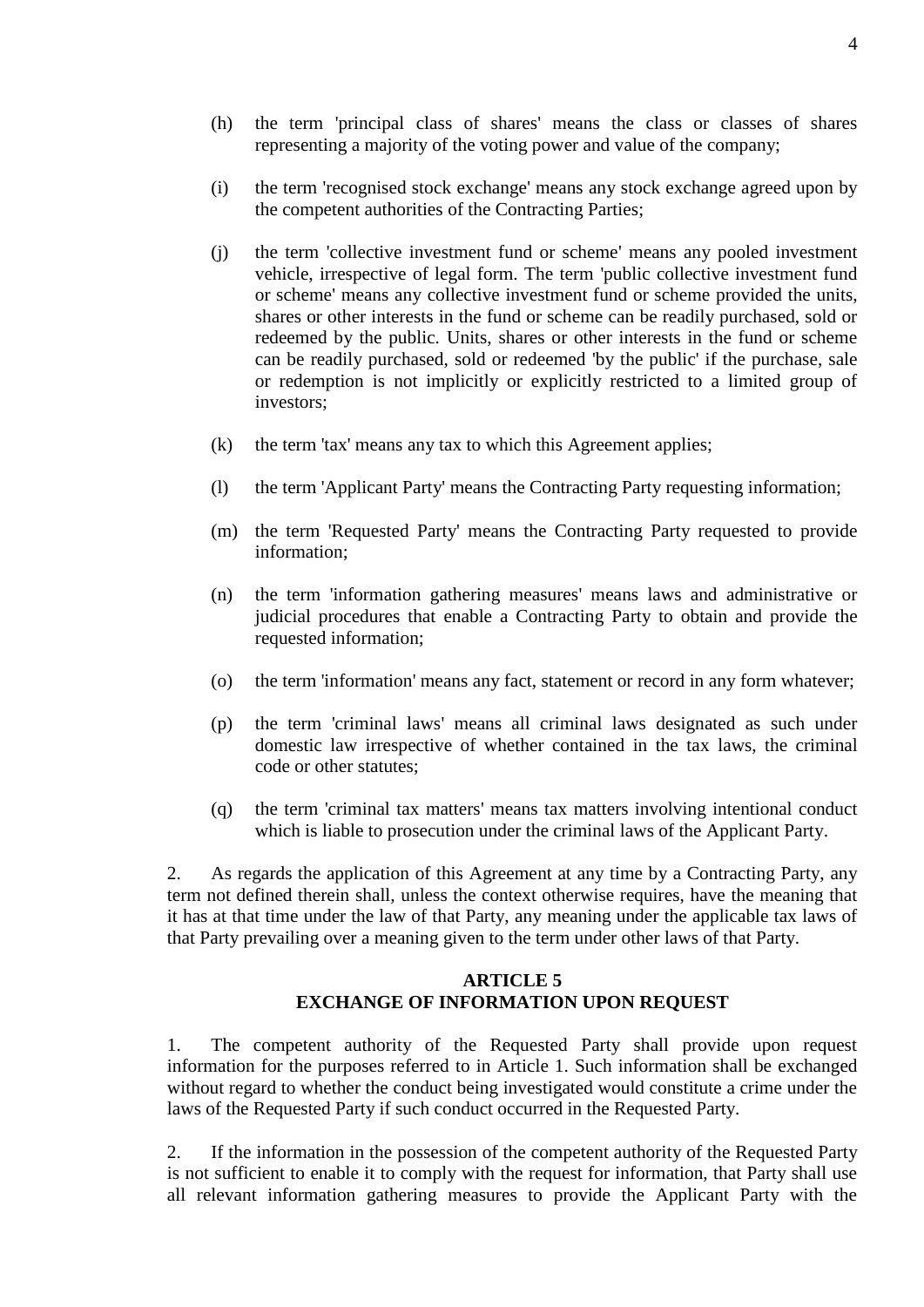(h) the term 'principal class of shares' means the class or classes of shares representing a majority of the voting power and value of the company;

(i) the term 'recognised stock exchange' means any stock exchange agreed upon by the competent authorities of the Contracting Parties;

(j) the term 'collective investment fund or scheme' means any pooled investment vehicle, irrespective of legal form. The term 'public collective investment fund or scheme' means any collective investment fund or scheme provided the units, shares or other interests in the fund or scheme can be readily purchased, sold or redeemed by the public. Units, shares or other interests in the fund or scheme can be readily purchased, sold or redeemed 'by the public' if the purchase, sale or redemption is not implicitly or explicitly restricted to a limited group of investors;

(k) the term 'tax' means any tax to which this Agreement applies;

(l) the term 'Applicant Party' means the Contracting Party requesting information;

(m) the term 'Requested Party' means the Contracting Party requested to provide information;

(n) the term 'information gathering measures' means laws and administrative or judicial procedures that enable a Contracting Party to obtain and provide the requested information;

(o) the term 'information' means any fact, statement or record in any form whatever;

(p) the term 'criminal laws' means all criminal laws designated as such under domestic law irrespective of whether contained in the tax laws, the criminal code or other statutes;

(q) the term 'criminal tax matters' means tax matters involving intentional conduct which is liable to prosecution under the criminal laws of the Applicant Party.

2. As regards the application of this Agreement at any time by a Contracting Party, any term not defined therein shall, unless the context otherwise requires, have the meaning that it has at that time under the law of that Party, any meaning under the applicable tax laws of that Party prevailing over a meaning given to the term under other laws of that Party.

## ARTICLE 5
## EXCHANGE OF INFORMATION UPON REQUEST

1. The competent authority of the Requested Party shall provide upon request information for the purposes referred to in Article 1. Such information shall be exchanged without regard to whether the conduct being investigated would constitute a crime under the laws of the Requested Party if such conduct occurred in the Requested Party.

2. If the information in the possession of the competent authority of the Requested Party is not sufficient to enable it to comply with the request for information, that Party shall use all relevant information gathering measures to provide the Applicant Party with the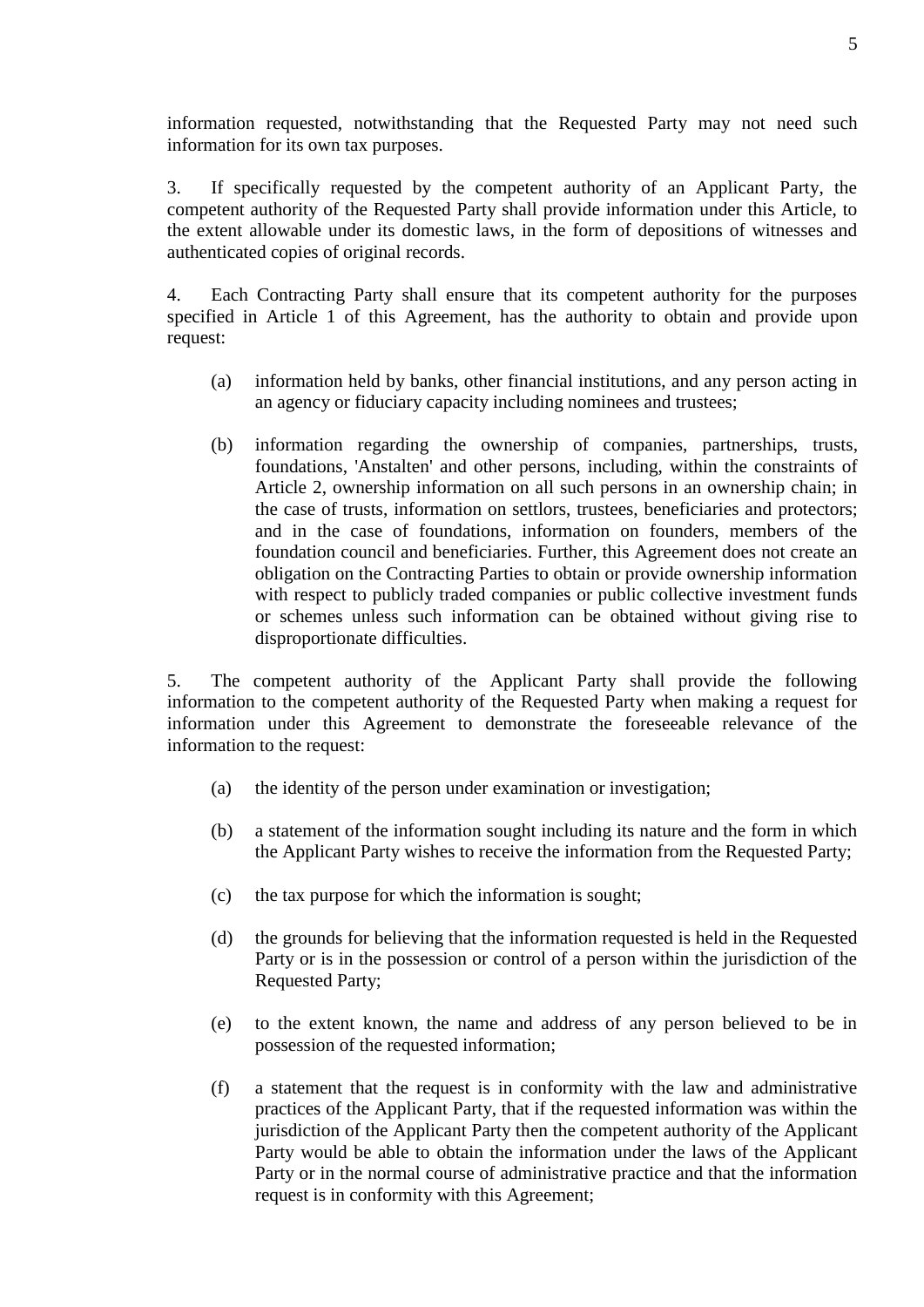information requested, notwithstanding that the Requested Party may not need such information for its own tax purposes.

3. If specifically requested by the competent authority of an Applicant Party, the competent authority of the Requested Party shall provide information under this Article, to the extent allowable under its domestic laws, in the form of depositions of witnesses and authenticated copies of original records.

4. Each Contracting Party shall ensure that its competent authority for the purposes specified in Article 1 of this Agreement, has the authority to obtain and provide upon request:

(a) information held by banks, other financial institutions, and any person acting in an agency or fiduciary capacity including nominees and trustees;

(b) information regarding the ownership of companies, partnerships, trusts, foundations, 'Anstalten' and other persons, including, within the constraints of Article 2, ownership information on all such persons in an ownership chain; in the case of trusts, information on settlors, trustees, beneficiaries and protectors; and in the case of foundations, information on founders, members of the foundation council and beneficiaries. Further, this Agreement does not create an obligation on the Contracting Parties to obtain or provide ownership information with respect to publicly traded companies or public collective investment funds or schemes unless such information can be obtained without giving rise to disproportionate difficulties.

5. The competent authority of the Applicant Party shall provide the following information to the competent authority of the Requested Party when making a request for information under this Agreement to demonstrate the foreseeable relevance of the information to the request:

(a) the identity of the person under examination or investigation;

(b) a statement of the information sought including its nature and the form in which the Applicant Party wishes to receive the information from the Requested Party;

(c) the tax purpose for which the information is sought;

(d) the grounds for believing that the information requested is held in the Requested Party or is in the possession or control of a person within the jurisdiction of the Requested Party;

(e) to the extent known, the name and address of any person believed to be in possession of the requested information;

(f) a statement that the request is in conformity with the law and administrative practices of the Applicant Party, that if the requested information was within the jurisdiction of the Applicant Party then the competent authority of the Applicant Party would be able to obtain the information under the laws of the Applicant Party or in the normal course of administrative practice and that the information request is in conformity with this Agreement;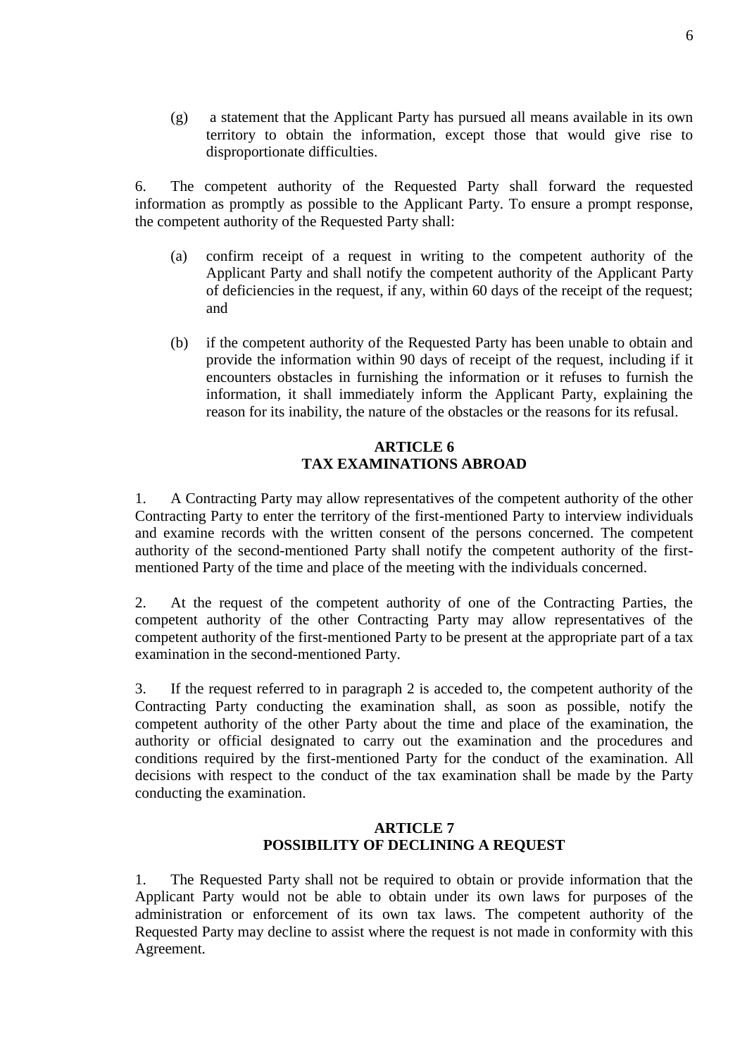(g) a statement that the Applicant Party has pursued all means available in its own territory to obtain the information, except those that would give rise to disproportionate difficulties.

6. The competent authority of the Requested Party shall forward the requested information as promptly as possible to the Applicant Party. To ensure a prompt response, the competent authority of the Requested Party shall:

(a) confirm receipt of a request in writing to the competent authority of the Applicant Party and shall notify the competent authority of the Applicant Party of deficiencies in the request, if any, within 60 days of the receipt of the request; and

(b) if the competent authority of the Requested Party has been unable to obtain and provide the information within 90 days of receipt of the request, including if it encounters obstacles in furnishing the information or it refuses to furnish the information, it shall immediately inform the Applicant Party, explaining the reason for its inability, the nature of the obstacles or the reasons for its refusal.

## ARTICLE 6
## TAX EXAMINATIONS ABROAD

1. A Contracting Party may allow representatives of the competent authority of the other Contracting Party to enter the territory of the first-mentioned Party to interview individuals and examine records with the written consent of the persons concerned. The competent authority of the second-mentioned Party shall notify the competent authority of the first-mentioned Party of the time and place of the meeting with the individuals concerned.

2. At the request of the competent authority of one of the Contracting Parties, the competent authority of the other Contracting Party may allow representatives of the competent authority of the first-mentioned Party to be present at the appropriate part of a tax examination in the second-mentioned Party.

3. If the request referred to in paragraph 2 is acceded to, the competent authority of the Contracting Party conducting the examination shall, as soon as possible, notify the competent authority of the other Party about the time and place of the examination, the authority or official designated to carry out the examination and the procedures and conditions required by the first-mentioned Party for the conduct of the examination. All decisions with respect to the conduct of the tax examination shall be made by the Party conducting the examination.

## ARTICLE 7
## POSSIBILITY OF DECLINING A REQUEST

1. The Requested Party shall not be required to obtain or provide information that the Applicant Party would not be able to obtain under its own laws for purposes of the administration or enforcement of its own tax laws. The competent authority of the Requested Party may decline to assist where the request is not made in conformity with this Agreement.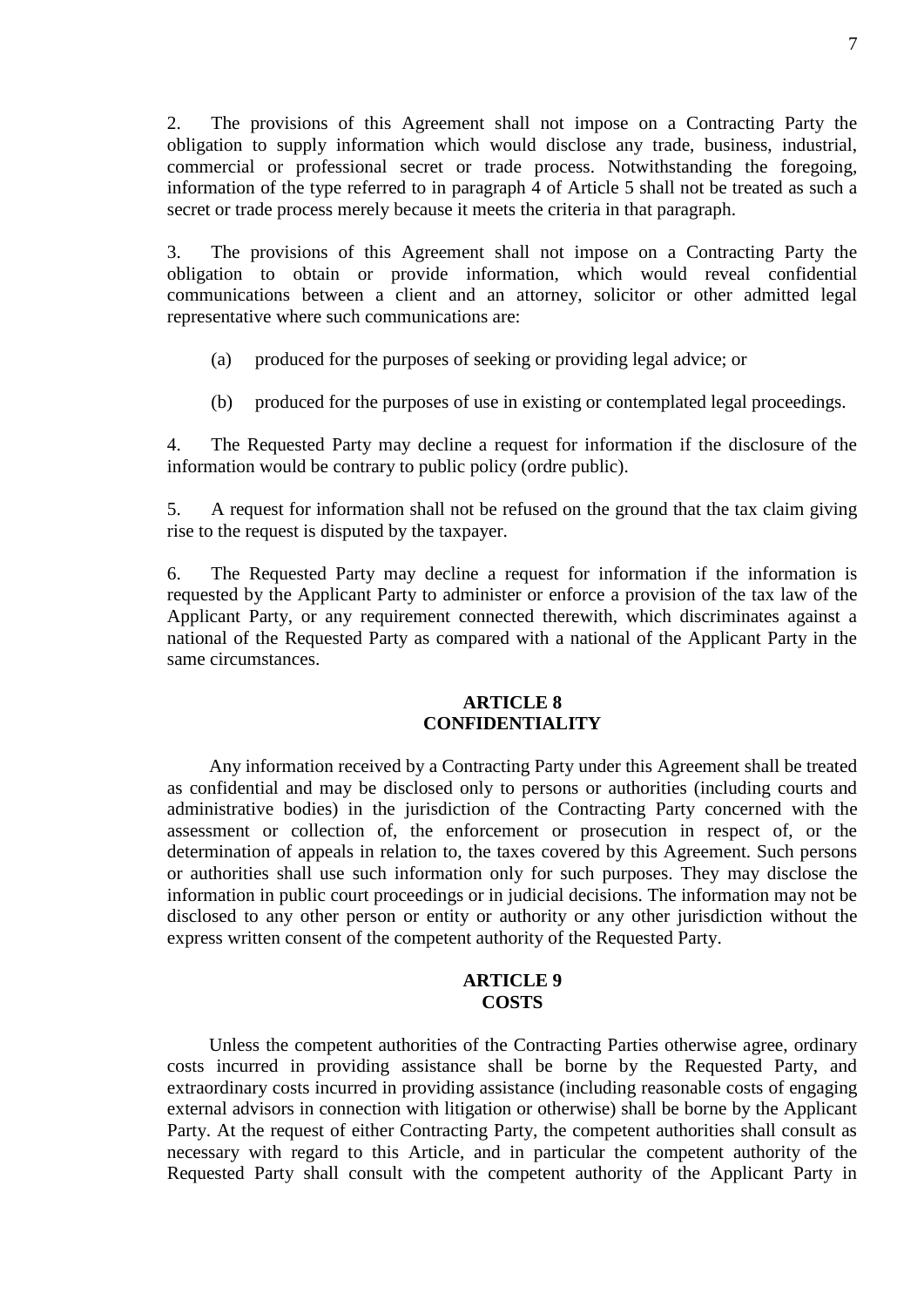2. The provisions of this Agreement shall not impose on a Contracting Party the obligation to supply information which would disclose any trade, business, industrial, commercial or professional secret or trade process. Notwithstanding the foregoing, information of the type referred to in paragraph 4 of Article 5 shall not be treated as such a secret or trade process merely because it meets the criteria in that paragraph.

3. The provisions of this Agreement shall not impose on a Contracting Party the obligation to obtain or provide information, which would reveal confidential communications between a client and an attorney, solicitor or other admitted legal representative where such communications are:

(a) produced for the purposes of seeking or providing legal advice; or

(b) produced for the purposes of use in existing or contemplated legal proceedings.

4. The Requested Party may decline a request for information if the disclosure of the information would be contrary to public policy (ordre public).

5. A request for information shall not be refused on the ground that the tax claim giving rise to the request is disputed by the taxpayer.

6. The Requested Party may decline a request for information if the information is requested by the Applicant Party to administer or enforce a provision of the tax law of the Applicant Party, or any requirement connected therewith, which discriminates against a national of the Requested Party as compared with a national of the Applicant Party in the same circumstances.

## ARTICLE 8
## CONFIDENTIALITY

Any information received by a Contracting Party under this Agreement shall be treated as confidential and may be disclosed only to persons or authorities (including courts and administrative bodies) in the jurisdiction of the Contracting Party concerned with the assessment or collection of, the enforcement or prosecution in respect of, or the determination of appeals in relation to, the taxes covered by this Agreement. Such persons or authorities shall use such information only for such purposes. They may disclose the information in public court proceedings or in judicial decisions. The information may not be disclosed to any other person or entity or authority or any other jurisdiction without the express written consent of the competent authority of the Requested Party.

## ARTICLE 9
## COSTS

Unless the competent authorities of the Contracting Parties otherwise agree, ordinary costs incurred in providing assistance shall be borne by the Requested Party, and extraordinary costs incurred in providing assistance (including reasonable costs of engaging external advisors in connection with litigation or otherwise) shall be borne by the Applicant Party. At the request of either Contracting Party, the competent authorities shall consult as necessary with regard to this Article, and in particular the competent authority of the Requested Party shall consult with the competent authority of the Applicant Party in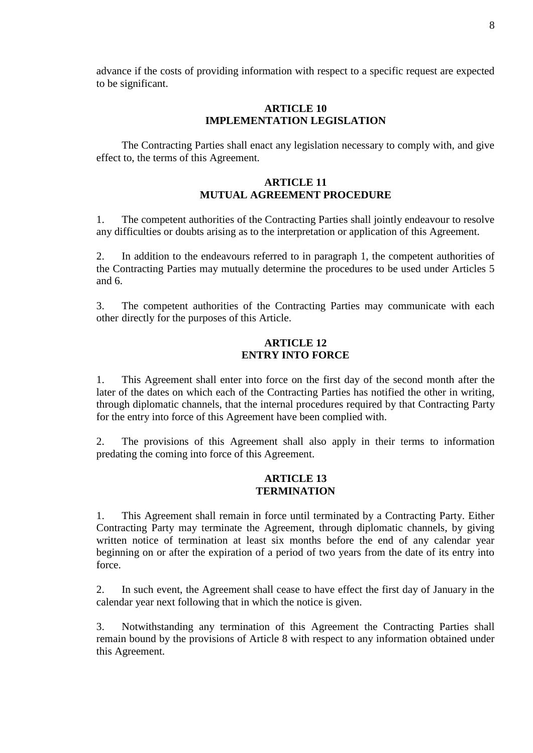advance if the costs of providing information with respect to a specific request are expected to be significant.

## ARTICLE 10
## IMPLEMENTATION LEGISLATION

The Contracting Parties shall enact any legislation necessary to comply with, and give effect to, the terms of this Agreement.

## ARTICLE 11
## MUTUAL AGREEMENT PROCEDURE

1. The competent authorities of the Contracting Parties shall jointly endeavour to resolve any difficulties or doubts arising as to the interpretation or application of this Agreement.

2. In addition to the endeavours referred to in paragraph 1, the competent authorities of the Contracting Parties may mutually determine the procedures to be used under Articles 5 and 6.

3. The competent authorities of the Contracting Parties may communicate with each other directly for the purposes of this Article.

## ARTICLE 12
## ENTRY INTO FORCE

1. This Agreement shall enter into force on the first day of the second month after the later of the dates on which each of the Contracting Parties has notified the other in writing, through diplomatic channels, that the internal procedures required by that Contracting Party for the entry into force of this Agreement have been complied with.

2. The provisions of this Agreement shall also apply in their terms to information predating the coming into force of this Agreement.

## ARTICLE 13
## TERMINATION

1. This Agreement shall remain in force until terminated by a Contracting Party. Either Contracting Party may terminate the Agreement, through diplomatic channels, by giving written notice of termination at least six months before the end of any calendar year beginning on or after the expiration of a period of two years from the date of its entry into force.

2. In such event, the Agreement shall cease to have effect the first day of January in the calendar year next following that in which the notice is given.

3. Notwithstanding any termination of this Agreement the Contracting Parties shall remain bound by the provisions of Article 8 with respect to any information obtained under this Agreement.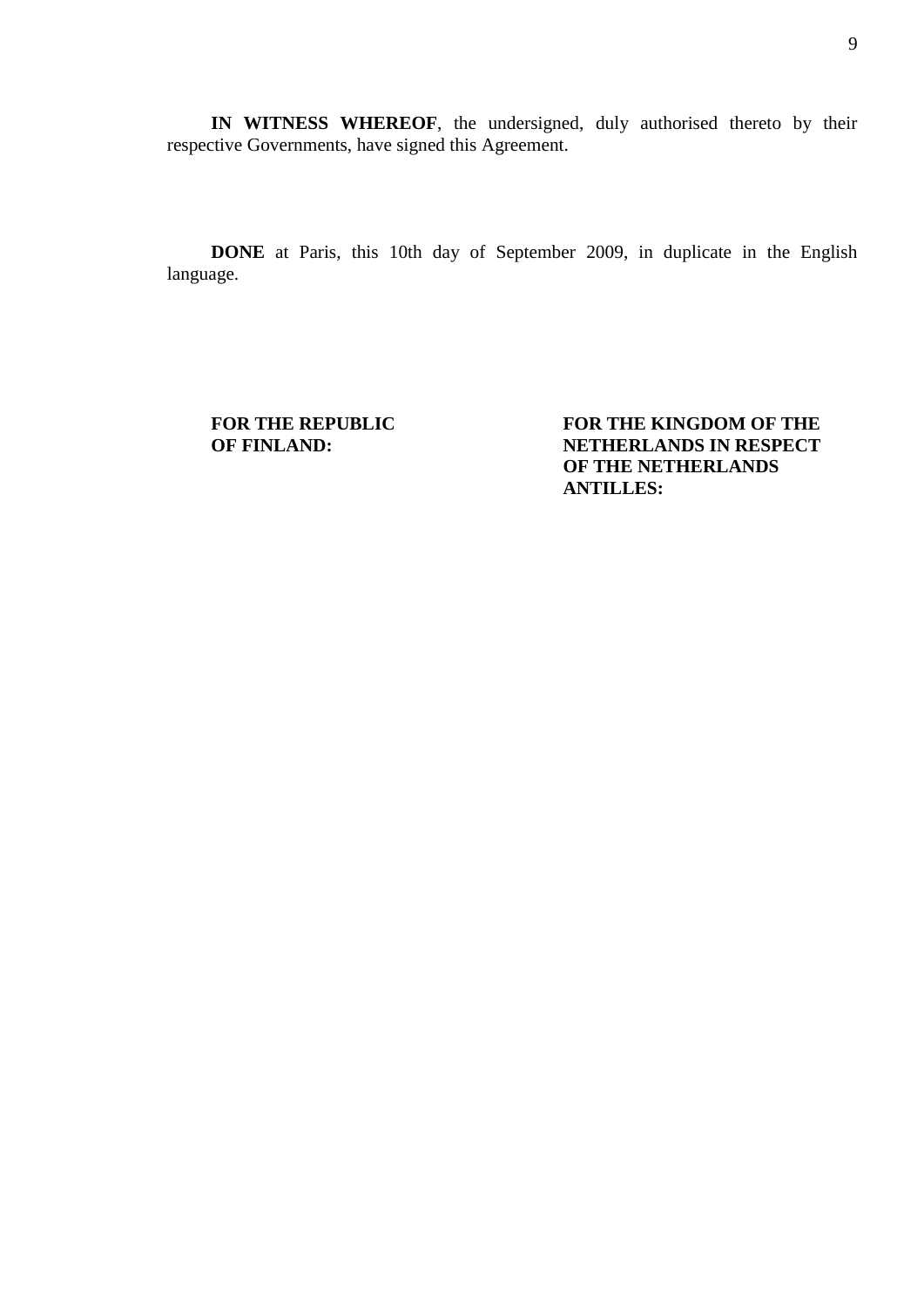**IN WITNESS WHEREOF**, the undersigned, duly authorised thereto by their respective Governments, have signed this Agreement.

**DONE** at Paris, this 10th day of September 2009, in duplicate in the English language.

**FOR THE REPUBLIC OF FINLAND:**

**FOR THE KINGDOM OF THE NETHERLANDS IN RESPECT OF THE NETHERLANDS ANTILLES:**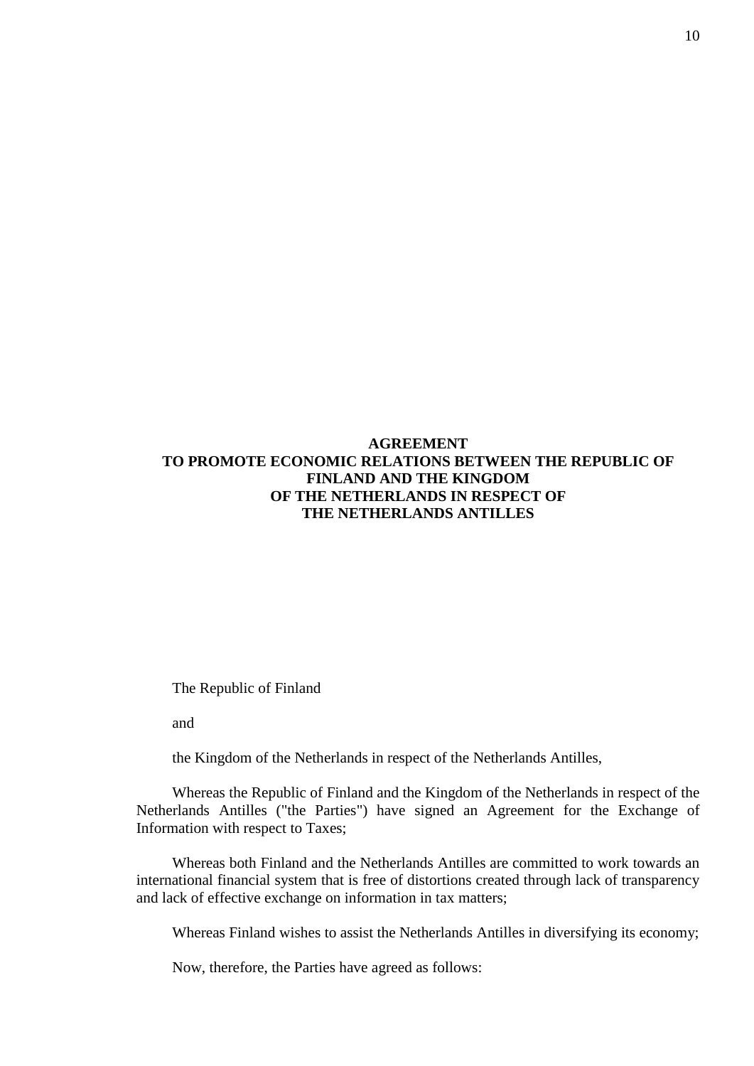**AGREEMENT**
**TO PROMOTE ECONOMIC RELATIONS BETWEEN THE REPUBLIC OF FINLAND AND THE KINGDOM OF THE NETHERLANDS IN RESPECT OF THE NETHERLANDS ANTILLES**

The Republic of Finland

and

the Kingdom of the Netherlands in respect of the Netherlands Antilles,

Whereas the Republic of Finland and the Kingdom of the Netherlands in respect of the Netherlands Antilles ("the Parties") have signed an Agreement for the Exchange of Information with respect to Taxes;

Whereas both Finland and the Netherlands Antilles are committed to work towards an international financial system that is free of distortions created through lack of transparency and lack of effective exchange on information in tax matters;

Whereas Finland wishes to assist the Netherlands Antilles in diversifying its economy;

Now, therefore, the Parties have agreed as follows: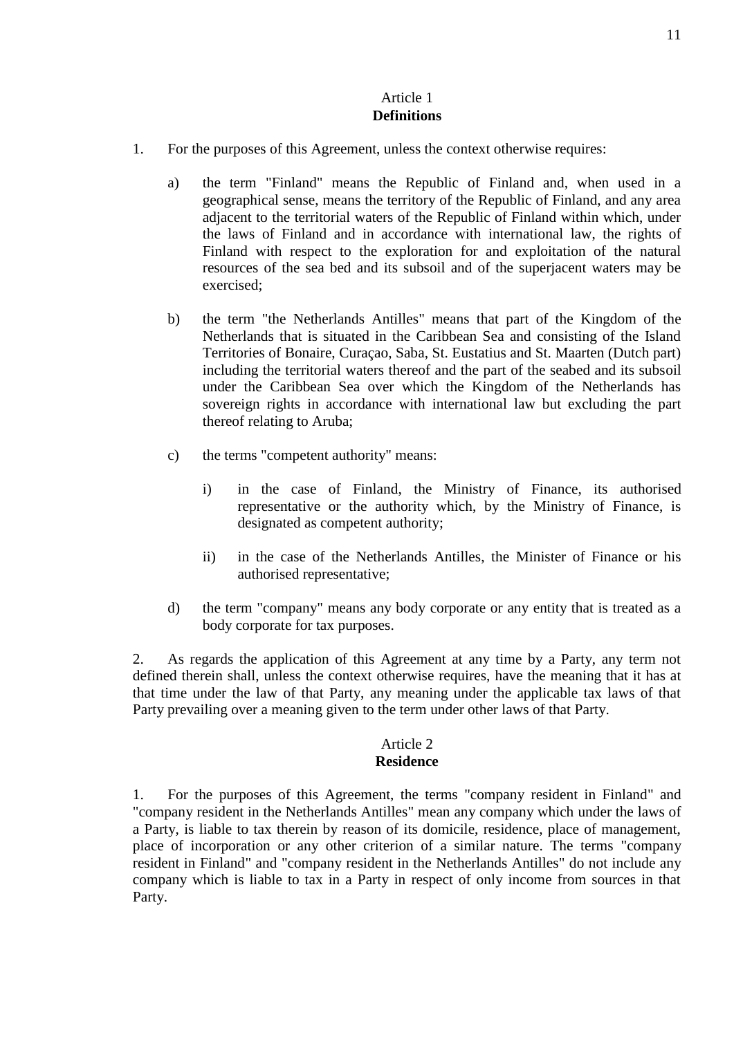## Article 1
**Definitions**

1. For the purposes of this Agreement, unless the context otherwise requires:

   a) the term "Finland" means the Republic of Finland and, when used in a geographical sense, means the territory of the Republic of Finland, and any area adjacent to the territorial waters of the Republic of Finland within which, under the laws of Finland and in accordance with international law, the rights of Finland with respect to the exploration for and exploitation of the natural resources of the sea bed and its subsoil and of the superjacent waters may be exercised;

   b) the term "the Netherlands Antilles" means that part of the Kingdom of the Netherlands that is situated in the Caribbean Sea and consisting of the Island Territories of Bonaire, Curaçao, Saba, St. Eustatius and St. Maarten (Dutch part) including the territorial waters thereof and the part of the seabed and its subsoil under the Caribbean Sea over which the Kingdom of the Netherlands has sovereign rights in accordance with international law but excluding the part thereof relating to Aruba;

   c) the terms "competent authority" means:

      i) in the case of Finland, the Ministry of Finance, its authorised representative or the authority which, by the Ministry of Finance, is designated as competent authority;

      ii) in the case of the Netherlands Antilles, the Minister of Finance or his authorised representative;

   d) the term "company" means any body corporate or any entity that is treated as a body corporate for tax purposes.

2. As regards the application of this Agreement at any time by a Party, any term not defined therein shall, unless the context otherwise requires, have the meaning that it has at that time under the law of that Party, any meaning under the applicable tax laws of that Party prevailing over a meaning given to the term under other laws of that Party.

## Article 2
**Residence**

1. For the purposes of this Agreement, the terms "company resident in Finland" and "company resident in the Netherlands Antilles" mean any company which under the laws of a Party, is liable to tax therein by reason of its domicile, residence, place of management, place of incorporation or any other criterion of a similar nature. The terms "company resident in Finland" and "company resident in the Netherlands Antilles" do not include any company which is liable to tax in a Party in respect of only income from sources in that Party.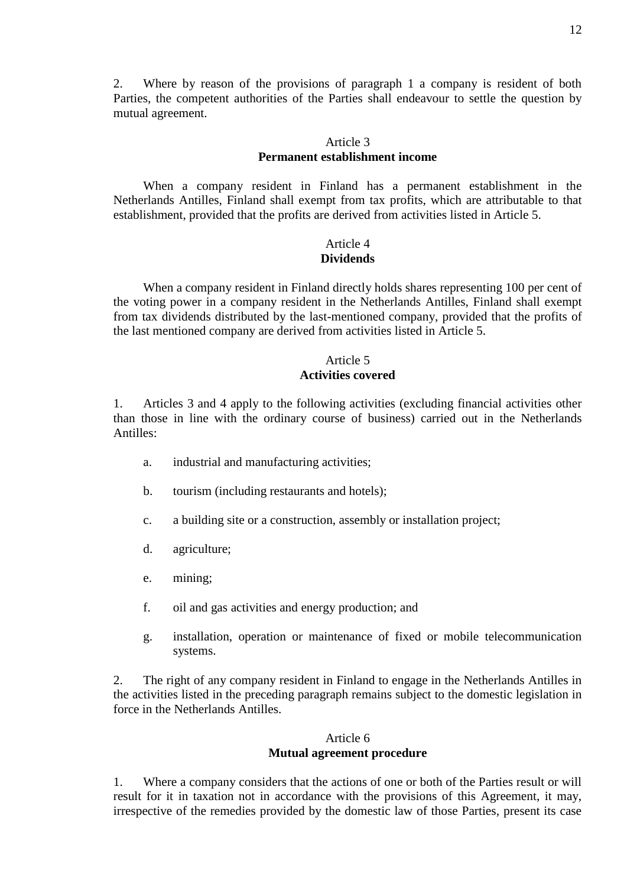2. Where by reason of the provisions of paragraph 1 a company is resident of both Parties, the competent authorities of the Parties shall endeavour to settle the question by mutual agreement.

Article 3
**Permanent establishment income**

When a company resident in Finland has a permanent establishment in the Netherlands Antilles, Finland shall exempt from tax profits, which are attributable to that establishment, provided that the profits are derived from activities listed in Article 5.

Article 4
**Dividends**

When a company resident in Finland directly holds shares representing 100 per cent of the voting power in a company resident in the Netherlands Antilles, Finland shall exempt from tax dividends distributed by the last-mentioned company, provided that the profits of the last mentioned company are derived from activities listed in Article 5.

Article 5
**Activities covered**

1. Articles 3 and 4 apply to the following activities (excluding financial activities other than those in line with the ordinary course of business) carried out in the Netherlands Antilles:

a. industrial and manufacturing activities;

b. tourism (including restaurants and hotels);

c. a building site or a construction, assembly or installation project;

d. agriculture;

e. mining;

f. oil and gas activities and energy production; and

g. installation, operation or maintenance of fixed or mobile telecommunication systems.

2. The right of any company resident in Finland to engage in the Netherlands Antilles in the activities listed in the preceding paragraph remains subject to the domestic legislation in force in the Netherlands Antilles.

Article 6
**Mutual agreement procedure**

1. Where a company considers that the actions of one or both of the Parties result or will result for it in taxation not in accordance with the provisions of this Agreement, it may, irrespective of the remedies provided by the domestic law of those Parties, present its case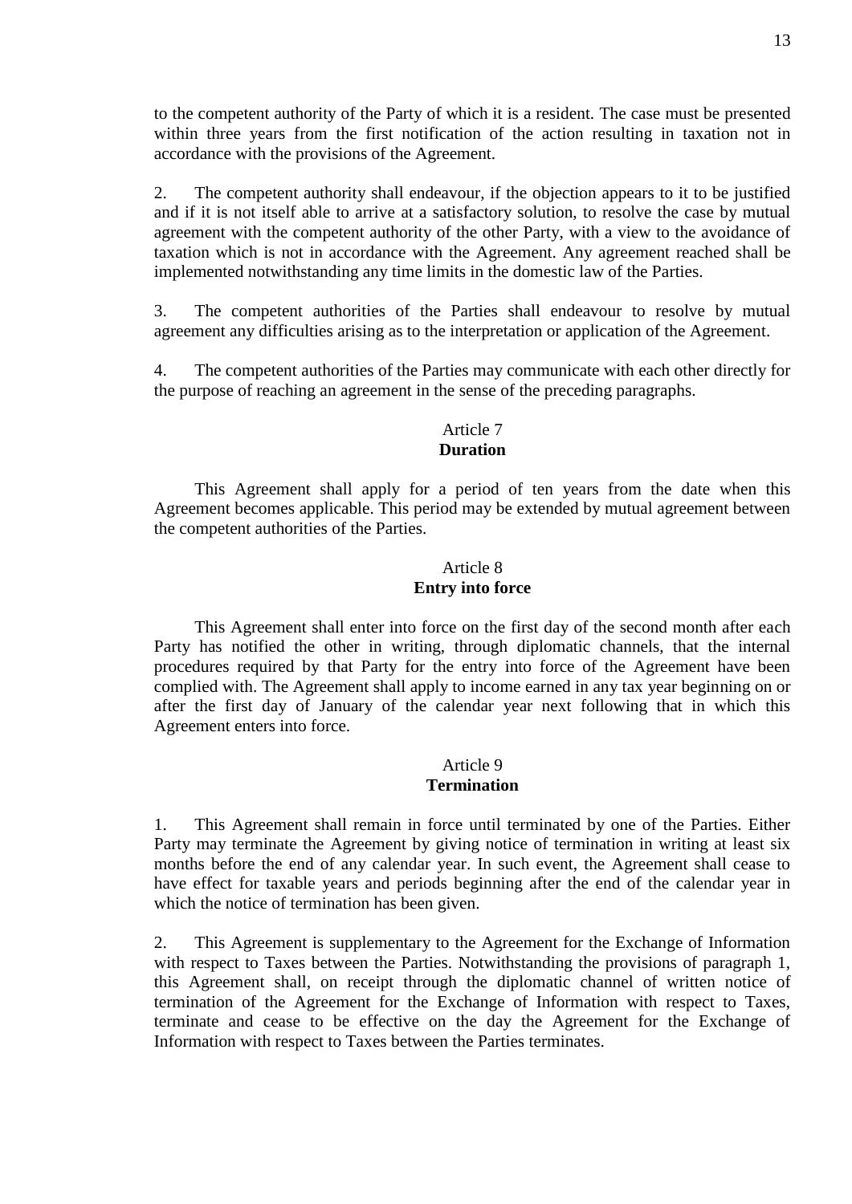to the competent authority of the Party of which it is a resident. The case must be presented within three years from the first notification of the action resulting in taxation not in accordance with the provisions of the Agreement.

2. The competent authority shall endeavour, if the objection appears to it to be justified and if it is not itself able to arrive at a satisfactory solution, to resolve the case by mutual agreement with the competent authority of the other Party, with a view to the avoidance of taxation which is not in accordance with the Agreement. Any agreement reached shall be implemented notwithstanding any time limits in the domestic law of the Parties.

3. The competent authorities of the Parties shall endeavour to resolve by mutual agreement any difficulties arising as to the interpretation or application of the Agreement.

4. The competent authorities of the Parties may communicate with each other directly for the purpose of reaching an agreement in the sense of the preceding paragraphs.

## Article 7
## **Duration**

This Agreement shall apply for a period of ten years from the date when this Agreement becomes applicable. This period may be extended by mutual agreement between the competent authorities of the Parties.

## Article 8
## **Entry into force**

This Agreement shall enter into force on the first day of the second month after each Party has notified the other in writing, through diplomatic channels, that the internal procedures required by that Party for the entry into force of the Agreement have been complied with. The Agreement shall apply to income earned in any tax year beginning on or after the first day of January of the calendar year next following that in which this Agreement enters into force.

## Article 9
## **Termination**

1. This Agreement shall remain in force until terminated by one of the Parties. Either Party may terminate the Agreement by giving notice of termination in writing at least six months before the end of any calendar year. In such event, the Agreement shall cease to have effect for taxable years and periods beginning after the end of the calendar year in which the notice of termination has been given.

2. This Agreement is supplementary to the Agreement for the Exchange of Information with respect to Taxes between the Parties. Notwithstanding the provisions of paragraph 1, this Agreement shall, on receipt through the diplomatic channel of written notice of termination of the Agreement for the Exchange of Information with respect to Taxes, terminate and cease to be effective on the day the Agreement for the Exchange of Information with respect to Taxes between the Parties terminates.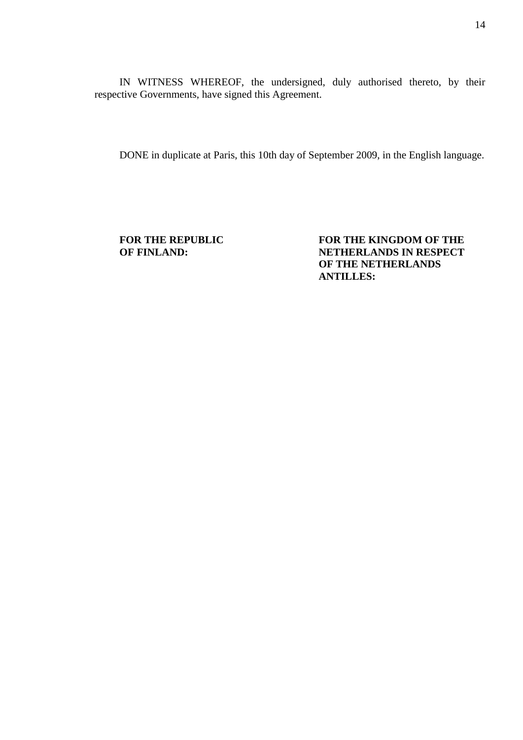IN WITNESS WHEREOF, the undersigned, duly authorised thereto, by their respective Governments, have signed this Agreement.

DONE in duplicate at Paris, this 10th day of September 2009, in the English language.

| | |
|---|---|
| **FOR THE REPUBLIC OF FINLAND:** | **FOR THE KINGDOM OF THE NETHERLANDS IN RESPECT OF THE NETHERLANDS ANTILLES:** |